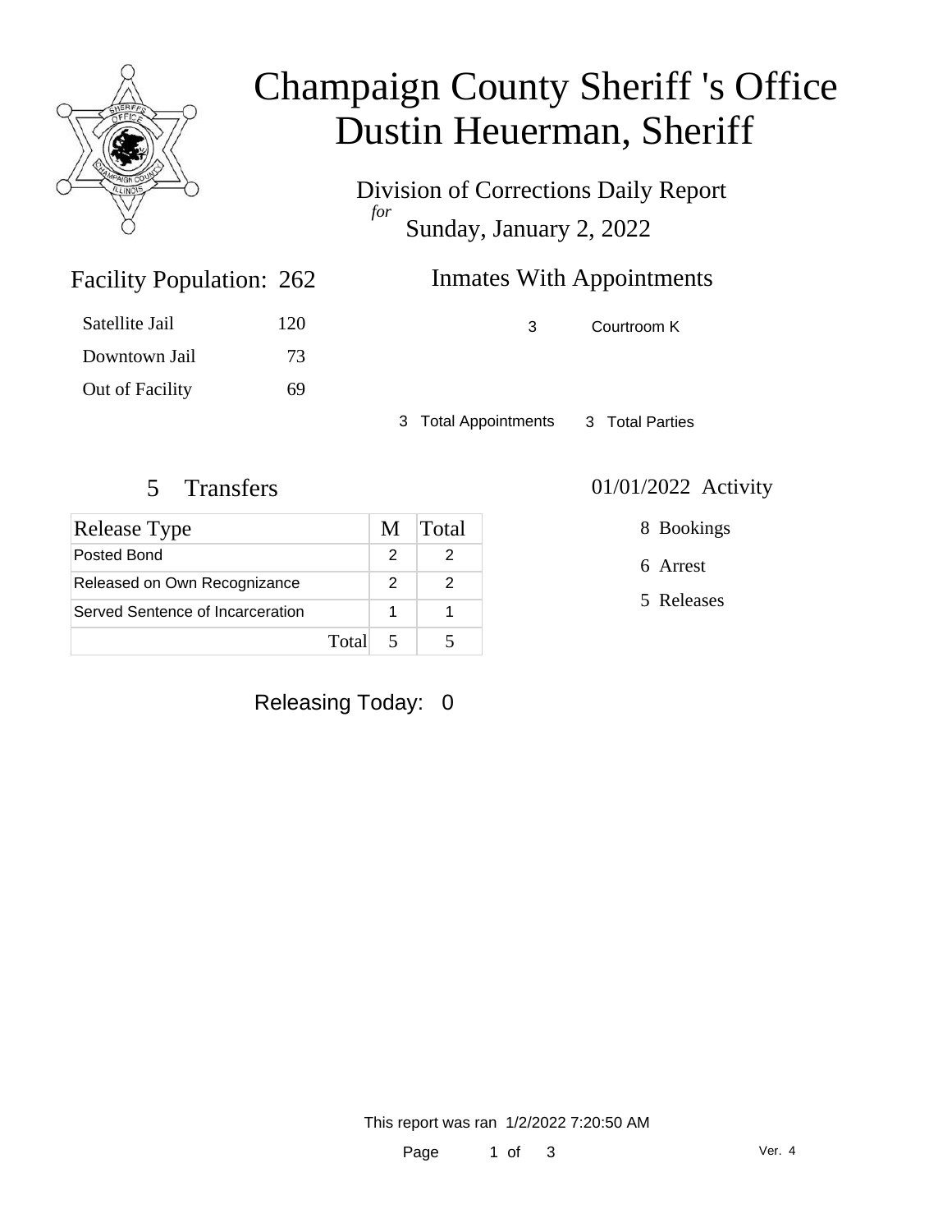# Champaign County Sheriff 's Office
# Dustin Heuerman, Sheriff

Division of Corrections Daily Report
*for*
Sunday, January 2, 2022

## Facility Population: 262

| | |
|---|---|
| Satellite Jail | 120 |
| Downtown Jail | 73 |
| Out of Facility | 69 |

## Inmates With Appointments

3 Courtroom K

3 Total Appointments 3 Total Parties

## 5 Transfers

| Release Type | M | Total |
|---|---|---|
| Posted Bond | 2 | 2 |
| Released on Own Recognizance | 2 | 2 |
| Served Sentence of Incarceration | 1 | 1 |
| Total | 5 | 5 |

## 01/01/2022 Activity

8 Bookings

6 Arrest

5 Releases

Releasing Today: 0

This report was ran 1/2/2022 7:20:50 AM

Ver. 4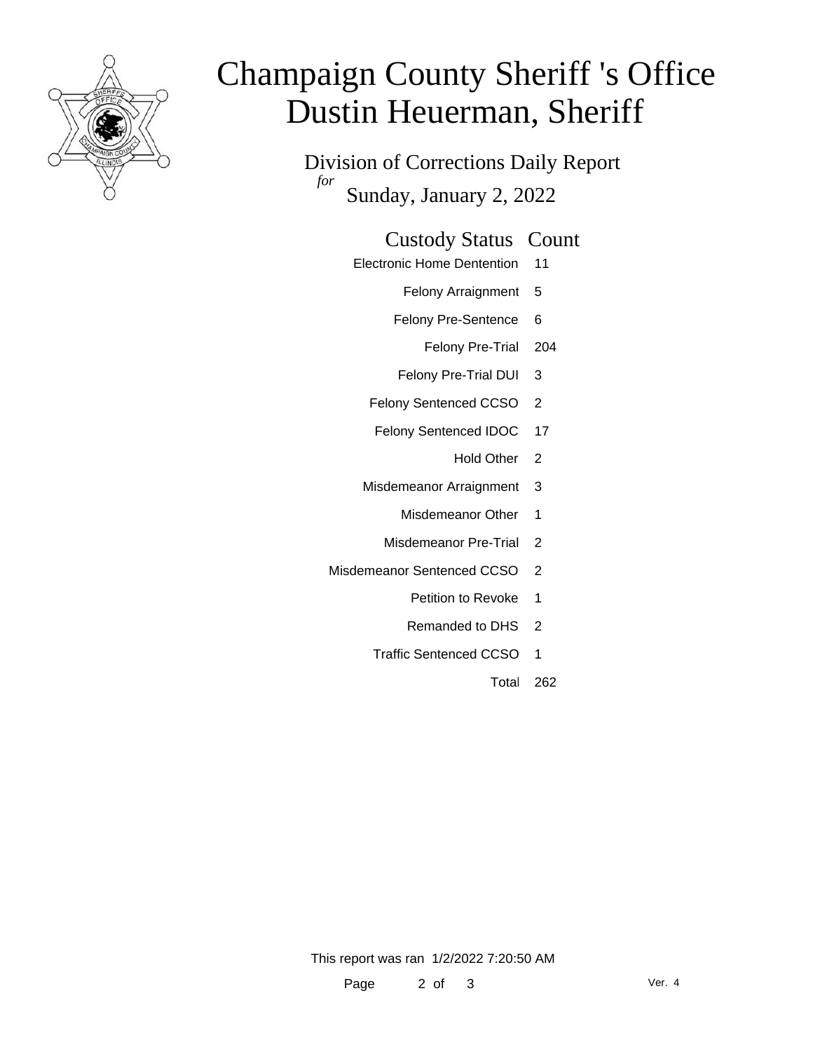# Champaign County Sheriff 's Office
# Dustin Heuerman, Sheriff

## Division of Corrections Daily Report

*for*

Sunday, January 2, 2022

| Custody Status | Count |
| --- | --- |
| Electronic Home Dentention | 11 |
| Felony Arraignment | 5 |
| Felony Pre-Sentence | 6 |
| Felony Pre-Trial | 204 |
| Felony Pre-Trial DUI | 3 |
| Felony Sentenced CCSO | 2 |
| Felony Sentenced IDOC | 17 |
| Hold Other | 2 |
| Misdemeanor Arraignment | 3 |
| Misdemeanor Other | 1 |
| Misdemeanor Pre-Trial | 2 |
| Misdemeanor Sentenced CCSO | 2 |
| Petition to Revoke | 1 |
| Remanded to DHS | 2 |
| Traffic Sentenced CCSO | 1 |
| Total | 262 |

This report was ran 1/2/2022 7:20:50 AM

Ver. 4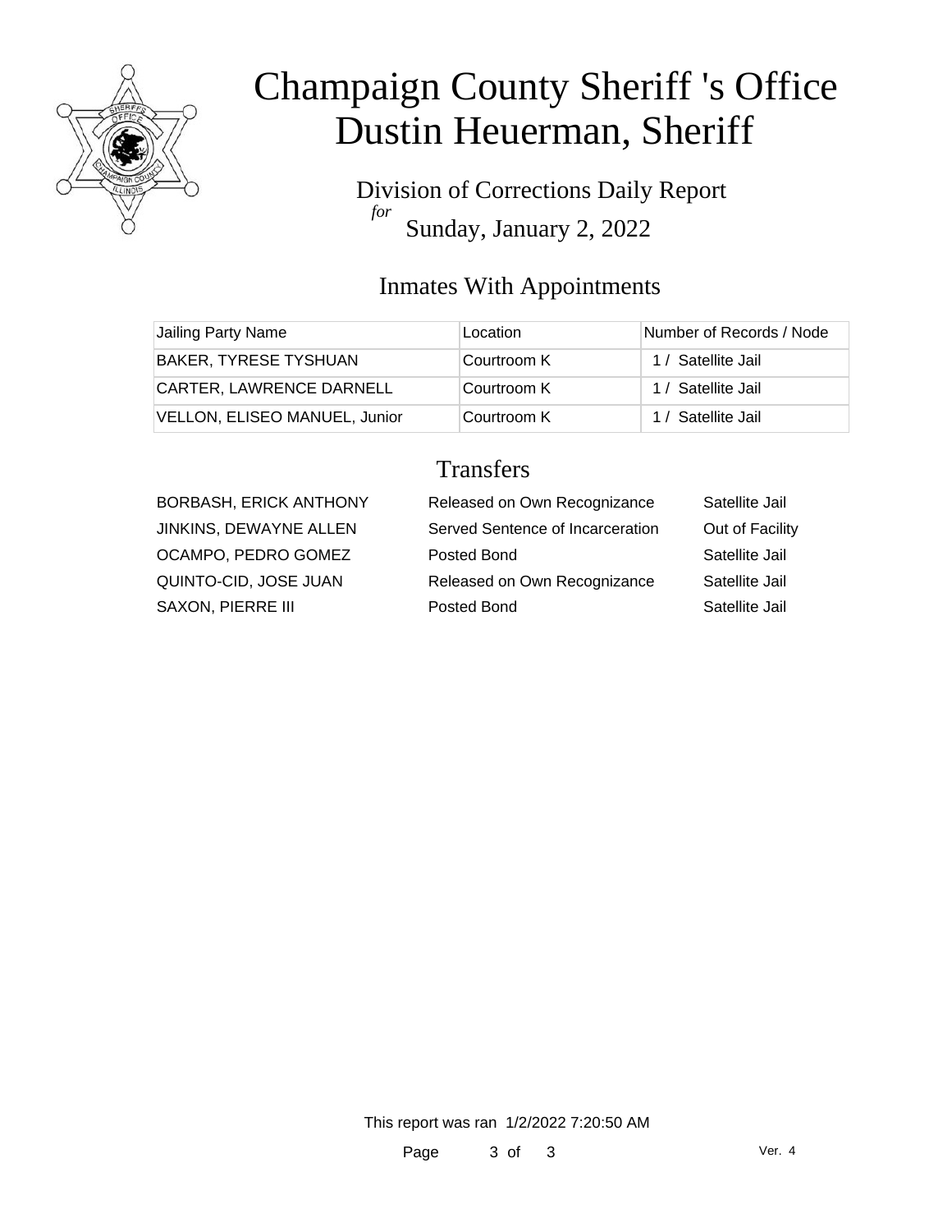# Champaign County Sheriff 's Office
# Dustin Heuerman, Sheriff

Division of Corrections Daily Report

*for* Sunday, January 2, 2022

## Inmates With Appointments

| Jailing Party Name | Location | Number of Records / Node |
|---|---|---|
| BAKER, TYRESE TYSHUAN | Courtroom K | 1 / Satellite Jail |
| CARTER, LAWRENCE DARNELL | Courtroom K | 1 / Satellite Jail |
| VELLON, ELISEO MANUEL, Junior | Courtroom K | 1 / Satellite Jail |

## Transfers

| | | |
|---|---|---|
| BORBASH, ERICK ANTHONY | Released on Own Recognizance | Satellite Jail |
| JINKINS, DEWAYNE ALLEN | Served Sentence of Incarceration | Out of Facility |
| OCAMPO, PEDRO GOMEZ | Posted Bond | Satellite Jail |
| QUINTO-CID, JOSE JUAN | Released on Own Recognizance | Satellite Jail |
| SAXON, PIERRE III | Posted Bond | Satellite Jail |

This report was ran 1/2/2022 7:20:50 AM

Ver. 4